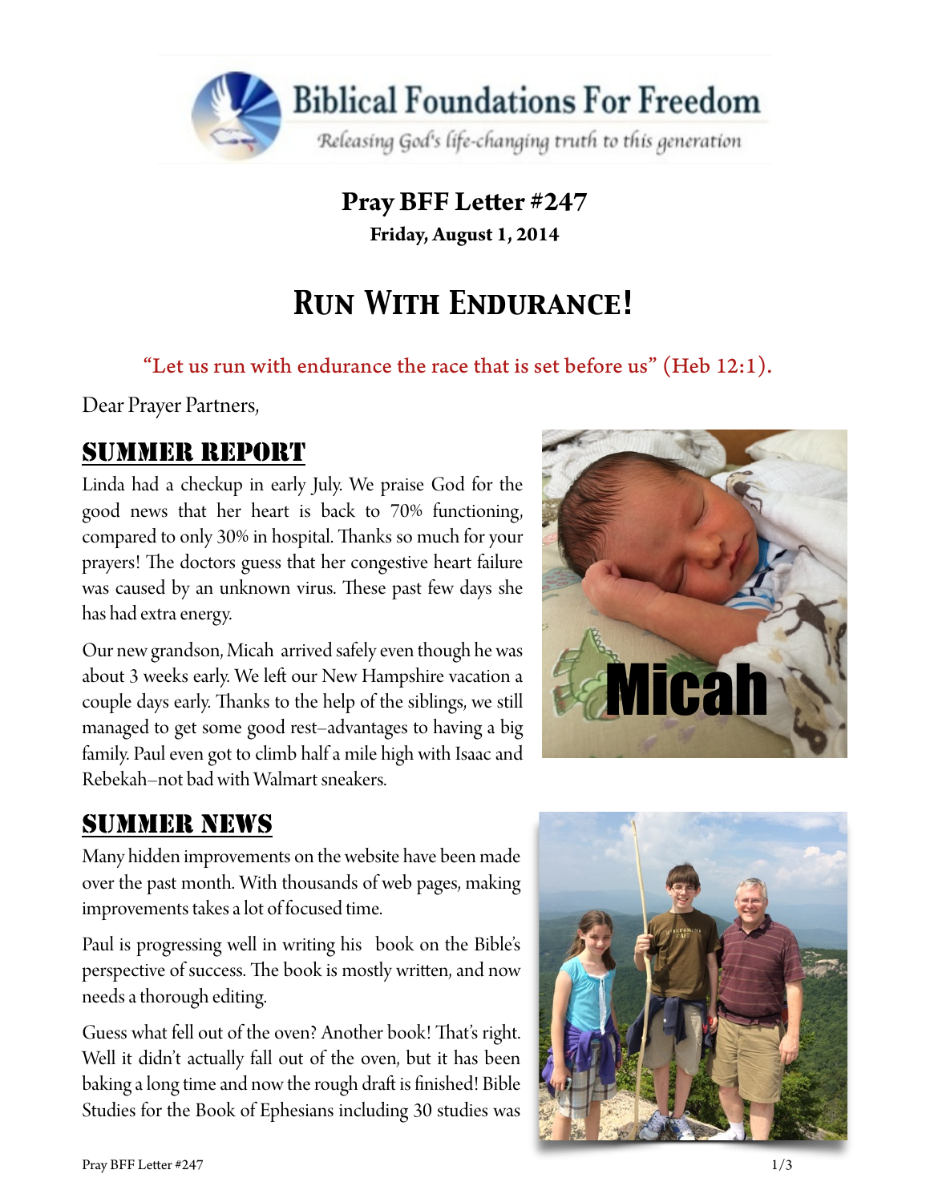# Biblical Foundations For Freedom

*Releasing God's life-changing truth to this generation*

**Pray BFF Letter #247**

**Friday, August 1, 2014**

# *Run With Endurance!*

"Let us run with endurance the race that is set before us" (Heb 12:1).

Dear Prayer Partners,

## Summer Report

Linda had a checkup in early July. We praise God for the good news that her heart is back to 70% functioning, compared to only 30% in hospital. Thanks so much for your prayers! The doctors guess that her congestive heart failure was caused by an unknown virus. These past few days she has had extra energy.

Our new grandson, Micah arrived safely even though he was about 3 weeks early. We left our New Hampshire vacation a couple days early. Thanks to the help of the siblings, we still managed to get some good rest–advantages to having a big family. Paul even got to climb half a mile high with Isaac and Rebekah–not bad with Walmart sneakers.

Micah

## Summer News

Many hidden improvements on the website have been made over the past month. With thousands of web pages, making improvements takes a lot of focused time.

Paul is progressing well in writing his book on the Bible's perspective of success. The book is mostly written, and now needs a thorough editing.

Guess what fell out of the oven? Another book! That's right. Well it didn't actually fall out of the oven, but it has been baking a long time and now the rough draft is finished! Bible Studies for the Book of Ephesians including 30 studies was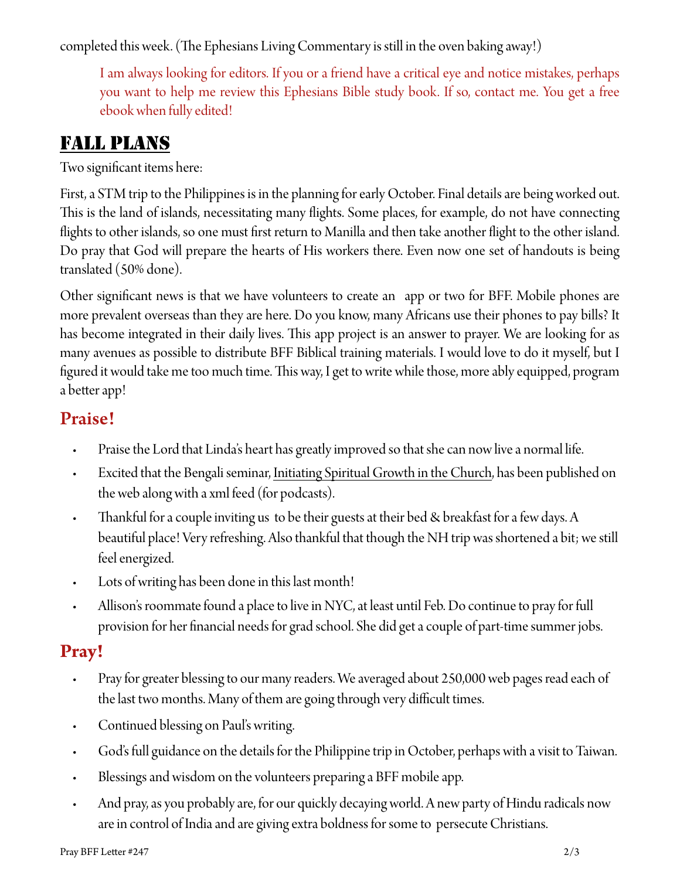completed this week. (The Ephesians Living Commentary is still in the oven baking away!)

> I am always looking for editors. If you or a friend have a critical eye and notice mistakes, perhaps you want to help me review this Ephesians Bible study book. If so, contact me. You get a free ebook when fully edited!

## Fall Plans

Two significant items here:

First, a STM trip to the Philippines is in the planning for early October. Final details are being worked out. This is the land of islands, necessitating many flights. Some places, for example, do not have connecting flights to other islands, so one must first return to Manilla and then take another flight to the other island. Do pray that God will prepare the hearts of His workers there. Even now one set of handouts is being translated (50% done).

Other significant news is that we have volunteers to create an app or two for BFF. Mobile phones are more prevalent overseas than they are here. Do you know, many Africans use their phones to pay bills? It has become integrated in their daily lives. This app project is an answer to prayer. We are looking for as many avenues as possible to distribute BFF Biblical training materials. I would love to do it myself, but I figured it would take me too much time. This way, I get to write while those, more ably equipped, program a better app!

### Praise!

- Praise the Lord that Linda's heart has greatly improved so that she can now live a normal life.
- Excited that the Bengali seminar, Initiating Spiritual Growth in the Church, has been published on the web along with a xml feed (for podcasts).
- Thankful for a couple inviting us to be their guests at their bed & breakfast for a few days. A beautiful place! Very refreshing. Also thankful that though the NH trip was shortened a bit; we still feel energized.
- Lots of writing has been done in this last month!
- Allison's roommate found a place to live in NYC, at least until Feb. Do continue to pray for full provision for her financial needs for grad school. She did get a couple of part-time summer jobs.

### Pray!

- Pray for greater blessing to our many readers. We averaged about 250,000 web pages read each of the last two months. Many of them are going through very difficult times.
- Continued blessing on Paul's writing.
- God's full guidance on the details for the Philippine trip in October, perhaps with a visit to Taiwan.
- Blessings and wisdom on the volunteers preparing a BFF mobile app.
- And pray, as you probably are, for our quickly decaying world. A new party of Hindu radicals now are in control of India and are giving extra boldness for some to persecute Christians.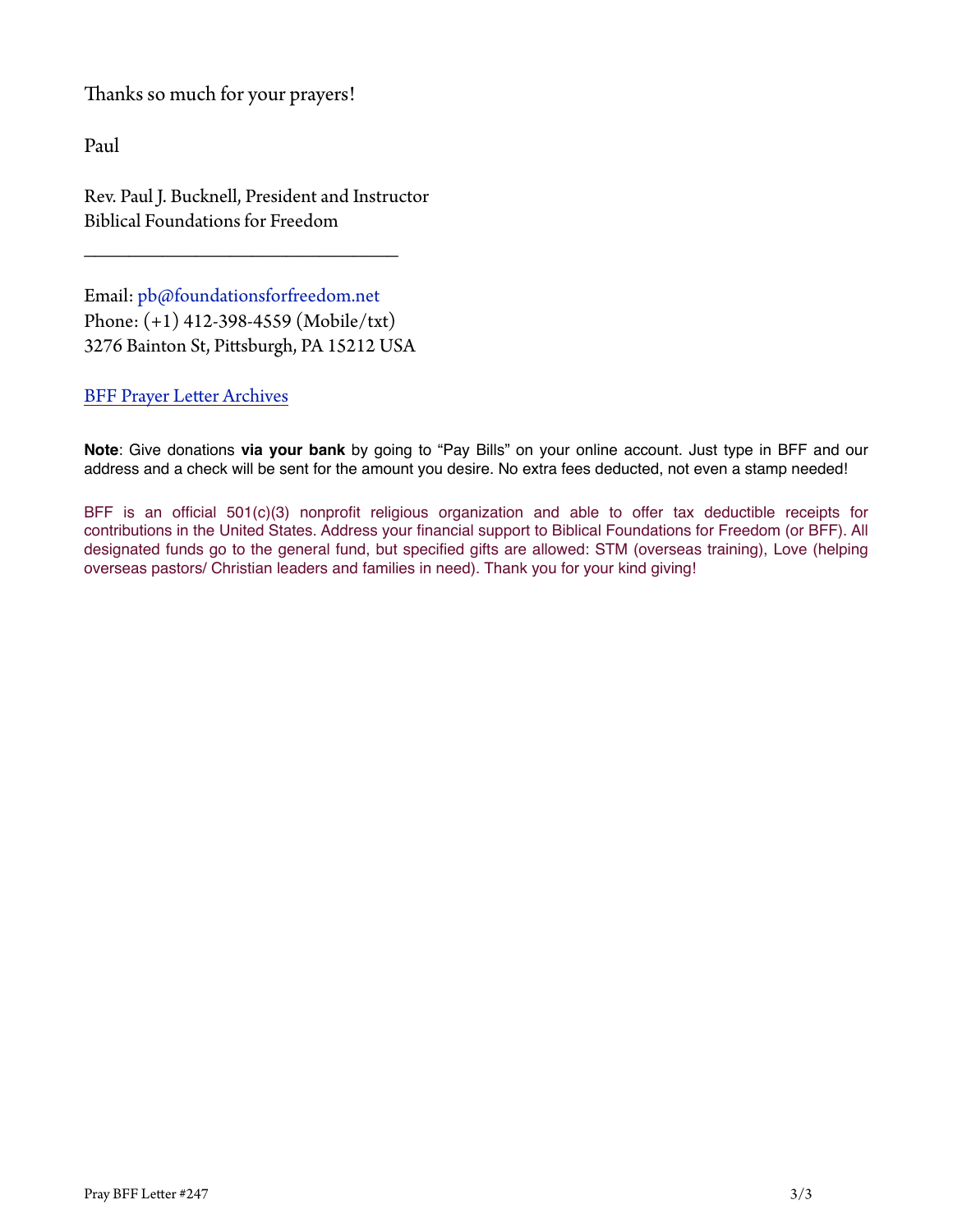Thanks so much for your prayers!

Paul

Rev. Paul J. Bucknell, President and Instructor
Biblical Foundations for Freedom

\_\_\_\_\_\_\_\_\_\_\_\_\_\_\_\_\_\_\_\_\_\_\_\_\_\_\_\_\_\_\_\_

Email: pb@foundationsforfreedom.net
Phone: (+1) 412-398-4559 (Mobile/txt)
3276 Bainton St, Pittsburgh, PA 15212 USA

BFF Prayer Letter Archives

**Note**: Give donations **via your bank** by going to "Pay Bills" on your online account. Just type in BFF and our address and a check will be sent for the amount you desire. No extra fees deducted, not even a stamp needed!

BFF is an official 501(c)(3) nonprofit religious organization and able to offer tax deductible receipts for contributions in the United States. Address your financial support to Biblical Foundations for Freedom (or BFF). All designated funds go to the general fund, but specified gifts are allowed: STM (overseas training), Love (helping overseas pastors/ Christian leaders and families in need). Thank you for your kind giving!